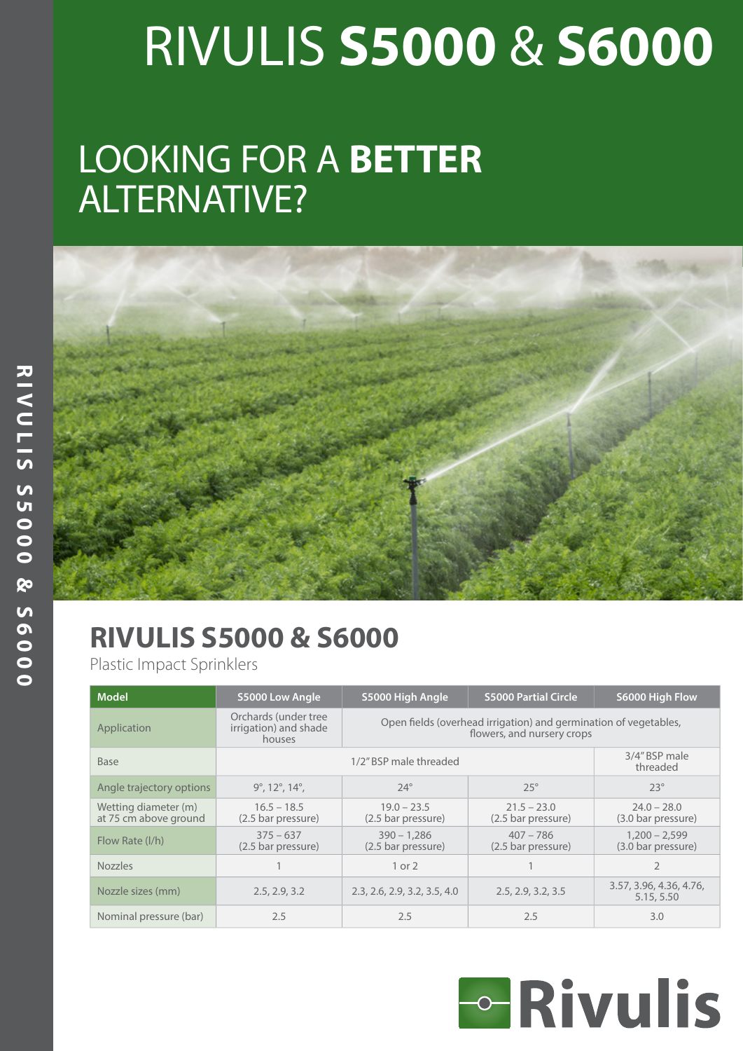# RIVULIS **S5000** & **S6000**

## LOOKING FOR A **BETTER** ALTERNATIVE?

## RIVULIS S5000 & S6000

Plastic Impact Sprinklers

| Model | S5000 Low Angle | S5000 High Angle | S5000 Partial Circle | S6000 High Flow |
|---|---|---|---|---|
| Application | Orchards (under tree irrigation) and shade houses | Open fields (overhead irrigation) and germination of vegetables, flowers, and nursery crops | | |
| Base | 1/2" BSP male threaded | | | 3/4" BSP male threaded |
| Angle trajectory options | 9°, 12°, 14°, | 24° | 25° | 23° |
| Wetting diameter (m) at 75 cm above ground | 16.5 – 18.5 (2.5 bar pressure) | 19.0 – 23.5 (2.5 bar pressure) | 21.5 – 23.0 (2.5 bar pressure) | 24.0 – 28.0 (3.0 bar pressure) |
| Flow Rate (l/h) | 375 – 637 (2.5 bar pressure) | 390 – 1,286 (2.5 bar pressure) | 407 – 786 (2.5 bar pressure) | 1,200 – 2,599 (3.0 bar pressure) |
| Nozzles | 1 | 1 or 2 | 1 | 2 |
| Nozzle sizes (mm) | 2.5, 2.9, 3.2 | 2.3, 2.6, 2.9, 3.2, 3.5, 4.0 | 2.5, 2.9, 3.2, 3.5 | 3.57, 3.96, 4.36, 4.76, 5.15, 5.50 |
| Nominal pressure (bar) | 2.5 | 2.5 | 2.5 | 3.0 |

Rivulis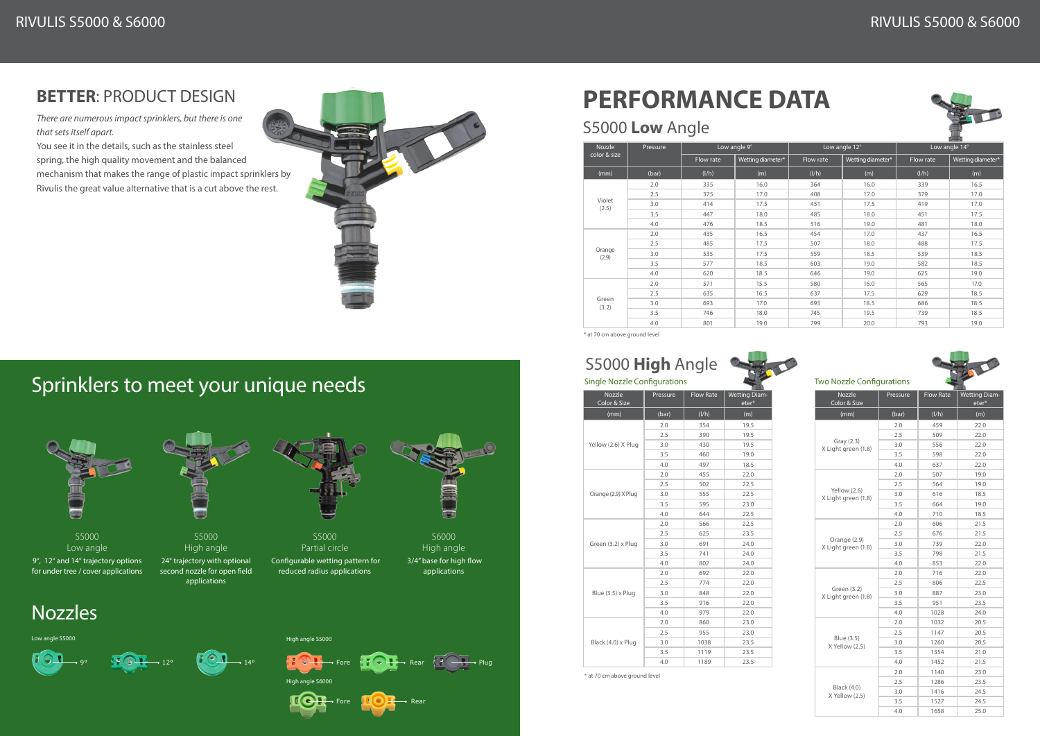## BETTER: PRODUCT DESIGN

*There are numerous impact sprinklers, but there is one that sets itself apart.*

You see it in the details, such as the stainless steel spring, the high quality movement and the balanced mechanism that makes the range of plastic impact sprinklers by Rivulis the great value alternative that is a cut above the rest.

## Sprinklers to meet your unique needs

S5000
Low angle
9°, 12° and 14° trajectory options for under tree / cover applications

S5000
High angle
24° trajectory with optional second nozzle for open field applications

S5000
Partial circle
Configurable wetting pattern for reduced radius applications

S6000
High angle
3/4" base for high flow applications

## Nozzles

Low angle S5000

9° 12° 14°

High angle S5000

Fore Rear Plug

High angle S6000

Fore Rear

# PERFORMANCE DATA

## S5000 **Low** Angle

| Nozzle color & size | Pressure | Low angle 9° | | Low angle 12° | | Low angle 14° | |
|---|---|---|---|---|---|---|---|
| | | Flow rate | Wetting diameter* | Flow rate | Wetting diameter* | Flow rate | Wetting diameter* |
| (mm) | (bar) | (l/h) | (m) | (l/h) | (m) | (l/h) | (m) |
| Violet (2.5) | 2.0 | 335 | 16.0 | 364 | 16.0 | 339 | 16.5 |
| | 2.5 | 375 | 17.0 | 408 | 17.0 | 379 | 17.0 |
| | 3.0 | 414 | 17.5 | 451 | 17.5 | 419 | 17.0 |
| | 3.5 | 447 | 18.0 | 485 | 18.0 | 451 | 17.5 |
| | 4.0 | 476 | 18.5 | 516 | 19.0 | 481 | 18.0 |
| Orange (2.9) | 2.0 | 435 | 16.5 | 454 | 17.0 | 437 | 16.5 |
| | 2.5 | 485 | 17.5 | 507 | 18.0 | 488 | 17.5 |
| | 3.0 | 535 | 17.5 | 559 | 18.5 | 539 | 18.5 |
| | 3.5 | 577 | 18.5 | 603 | 19.0 | 582 | 18.5 |
| | 4.0 | 620 | 18.5 | 646 | 19.0 | 625 | 19.0 |
| Green (3.2) | 2.0 | 571 | 15.5 | 580 | 16.0 | 565 | 17.0 |
| | 2.5 | 635 | 16.5 | 637 | 17.5 | 629 | 18.5 |
| | 3.0 | 693 | 17.0 | 693 | 18.5 | 686 | 18.5 |
| | 3.5 | 746 | 18.0 | 745 | 19.5 | 739 | 18.5 |
| | 4.0 | 801 | 19.0 | 799 | 20.0 | 793 | 19.0 |

\* at 70 cm above ground level

## S5000 **High** Angle

### Single Nozzle Configurations

| Nozzle Color & Size | Pressure | Flow Rate | Wetting Diameter* |
|---|---|---|---|
| (mm) | (bar) | (l/h) | (m) |
| Yellow (2.6) X Plug | 2.0 | 354 | 19.5 |
| | 2.5 | 390 | 19.5 |
| | 3.0 | 430 | 19.5 |
| | 3.5 | 460 | 19.0 |
| | 4.0 | 497 | 18.5 |
| Orange (2.9) X Plug | 2.0 | 455 | 22.0 |
| | 2.5 | 502 | 22.5 |
| | 3.0 | 555 | 22.5 |
| | 3.5 | 595 | 23.0 |
| | 4.0 | 644 | 22.5 |
| Green (3.2) x Plug | 2.0 | 566 | 22.5 |
| | 2.5 | 625 | 23.5 |
| | 3.0 | 691 | 24.0 |
| | 3.5 | 741 | 24.0 |
| | 4.0 | 802 | 24.0 |
| Blue (3.5) x Plug | 2.0 | 692 | 22.0 |
| | 2.5 | 774 | 22.0 |
| | 3.0 | 848 | 22.0 |
| | 3.5 | 916 | 22.0 |
| | 4.0 | 979 | 22.0 |
| Black (4.0) x Plug | 2.0 | 860 | 23.0 |
| | 2.5 | 955 | 23.0 |
| | 3.0 | 1038 | 23.5 |
| | 3.5 | 1119 | 23.5 |
| | 4.0 | 1189 | 23.5 |

\* at 70 cm above ground level

### Two Nozzle Configurations

| Nozzle Color & Size | Pressure | Flow Rate | Wetting Diameter* |
|---|---|---|---|
| (mm) | (bar) | (l/h) | (m) |
| Gray (2.3) X Light green (1.8) | 2.0 | 459 | 22.0 |
| | 2.5 | 509 | 22.0 |
| | 3.0 | 556 | 22.0 |
| | 3.5 | 598 | 22.0 |
| | 4.0 | 637 | 22.0 |
| Yellow (2.6) X Light green (1.8) | 2.0 | 507 | 19.0 |
| | 2.5 | 564 | 19.0 |
| | 3.0 | 616 | 18.5 |
| | 3.5 | 664 | 19.0 |
| | 4.0 | 710 | 18.5 |
| Orange (2.9) X Light green (1.8) | 2.0 | 606 | 21.5 |
| | 2.5 | 676 | 21.5 |
| | 3.0 | 739 | 22.0 |
| | 3.5 | 798 | 21.5 |
| | 4.0 | 853 | 22.0 |
| Green (3.2) X Light green (1.8) | 2.0 | 716 | 22.0 |
| | 2.5 | 806 | 22.5 |
| | 3.0 | 887 | 23.0 |
| | 3.5 | 951 | 23.5 |
| | 4.0 | 1028 | 24.0 |
| Blue (3.5) X Yellow (2.5) | 2.0 | 1032 | 20.5 |
| | 2.5 | 1147 | 20.5 |
| | 3.0 | 1260 | 20.5 |
| | 3.5 | 1354 | 21.0 |
| | 4.0 | 1452 | 21.5 |
| Black (4.0) X Yellow (2.5) | 2.0 | 1140 | 23.0 |
| | 2.5 | 1286 | 23.5 |
| | 3.0 | 1416 | 24.5 |
| | 3.5 | 1527 | 24.5 |
| | 4.0 | 1658 | 25.0 |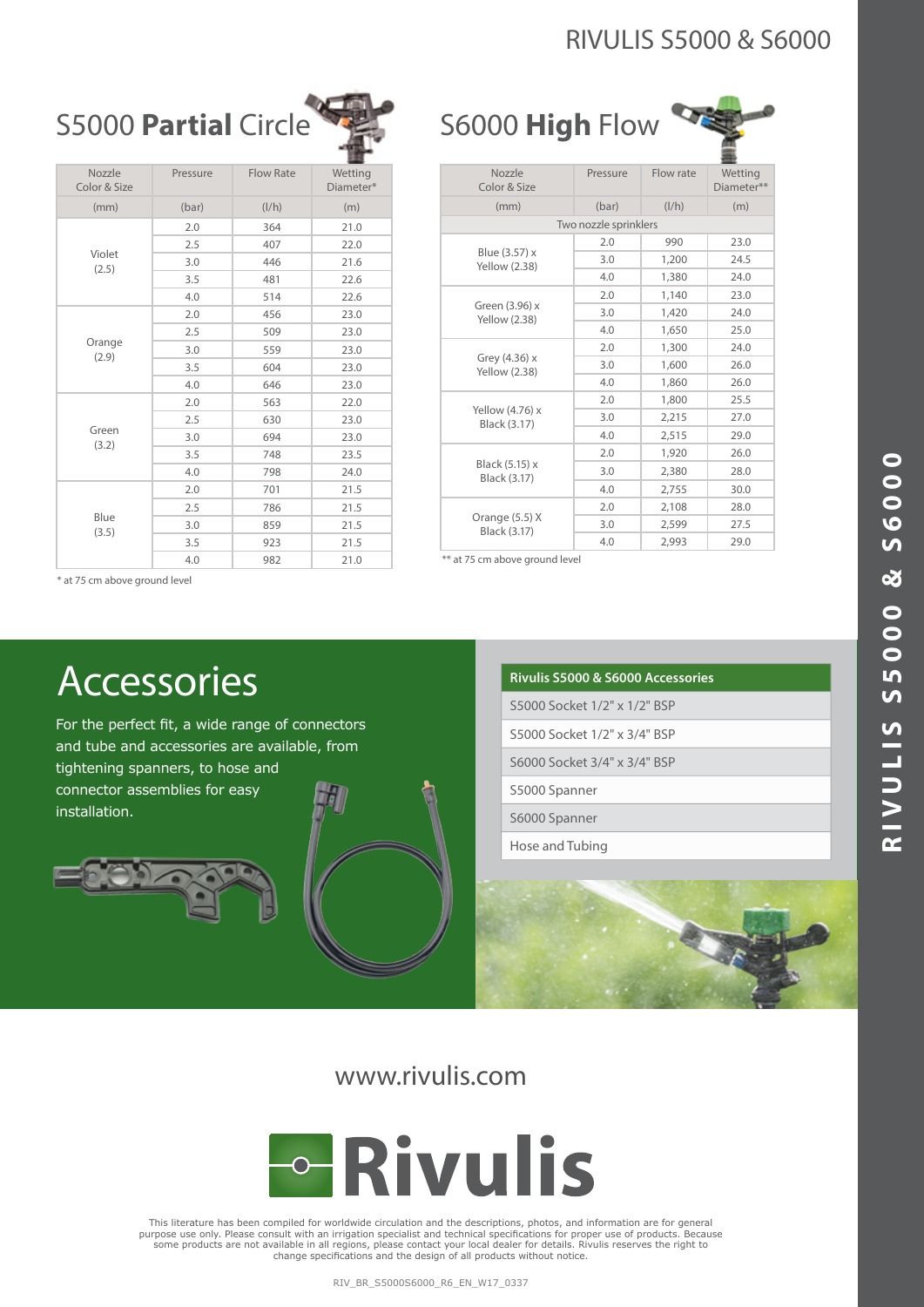## S5000 **Partial** Circle

| Nozzle Color & Size | Pressure | Flow Rate | Wetting Diameter* |
|---|---|---|---|
| (mm) | (bar) | (l/h) | (m) |
| Violet (2.5) | 2.0 | 364 | 21.0 |
| | 2.5 | 407 | 22.0 |
| | 3.0 | 446 | 21.6 |
| | 3.5 | 481 | 22.6 |
| | 4.0 | 514 | 22.6 |
| Orange (2.9) | 2.0 | 456 | 23.0 |
| | 2.5 | 509 | 23.0 |
| | 3.0 | 559 | 23.0 |
| | 3.5 | 604 | 23.0 |
| | 4.0 | 646 | 23.0 |
| Green (3.2) | 2.0 | 563 | 22.0 |
| | 2.5 | 630 | 23.0 |
| | 3.0 | 694 | 23.0 |
| | 3.5 | 748 | 23.5 |
| | 4.0 | 798 | 24.0 |
| Blue (3.5) | 2.0 | 701 | 21.5 |
| | 2.5 | 786 | 21.5 |
| | 3.0 | 859 | 21.5 |
| | 3.5 | 923 | 21.5 |
| | 4.0 | 982 | 21.0 |

\* at 75 cm above ground level

## S6000 **High** Flow

| Nozzle Color & Size | Pressure | Flow rate | Wetting Diameter** |
|---|---|---|---|
| (mm) | (bar) | (l/h) | (m) |
| Two nozzle sprinklers | | | |
| Blue (3.57) x Yellow (2.38) | 2.0 | 990 | 23.0 |
| | 3.0 | 1,200 | 24.5 |
| | 4.0 | 1,380 | 24.0 |
| Green (3.96) x Yellow (2.38) | 2.0 | 1,140 | 23.0 |
| | 3.0 | 1,420 | 24.0 |
| | 4.0 | 1,650 | 25.0 |
| Grey (4.36) x Yellow (2.38) | 2.0 | 1,300 | 24.0 |
| | 3.0 | 1,600 | 26.0 |
| | 4.0 | 1,860 | 26.0 |
| Yellow (4.76) x Black (3.17) | 2.0 | 1,800 | 25.5 |
| | 3.0 | 2,215 | 27.0 |
| | 4.0 | 2,515 | 29.0 |
| Black (5.15) x Black (3.17) | 2.0 | 1,920 | 26.0 |
| | 3.0 | 2,380 | 28.0 |
| | 4.0 | 2,755 | 30.0 |
| Orange (5.5) X Black (3.17) | 2.0 | 2,108 | 28.0 |
| | 3.0 | 2,599 | 27.5 |
| | 4.0 | 2,993 | 29.0 |

** at 75 cm above ground level

# Accessories

For the perfect fit, a wide range of connectors and tube and accessories are available, from tightening spanners, to hose and connector assemblies for easy installation.

| Rivulis S5000 & S6000 Accessories |
|---|
| S5000 Socket 1/2" x 1/2" BSP |
| S5000 Socket 1/2" x 3/4" BSP |
| S6000 Socket 3/4" x 3/4" BSP |
| S5000 Spanner |
| S6000 Spanner |
| Hose and Tubing |

www.rivulis.com

Rivulis

This literature has been compiled for worldwide circulation and the descriptions, photos, and information are for general purpose use only. Please consult with an irrigation specialist and technical specifications for proper use of products. Because some products are not available in all regions, please contact your local dealer for details. Rivulis reserves the right to change specifications and the design of all products without notice.

RIV_BR_S5000S6000_R6_EN_W17_0337